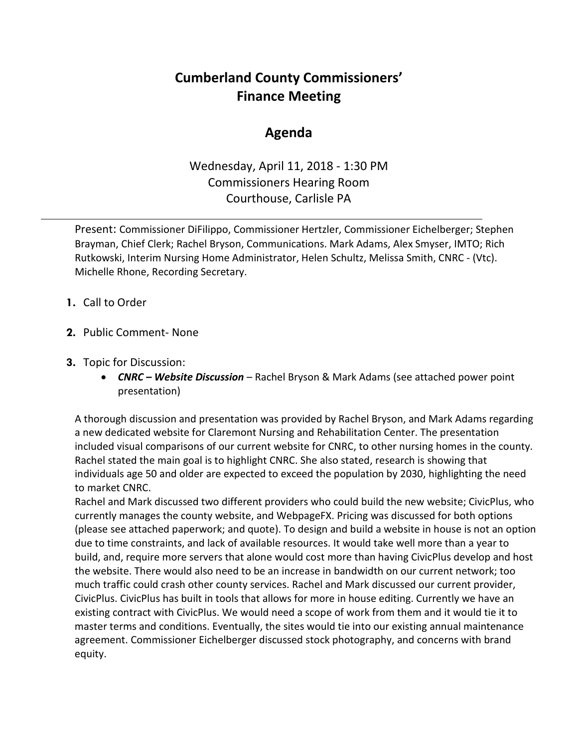# Cumberland County Commissioners' Finance Meeting

## Agenda

Wednesday, April 11, 2018 - 1:30 PM
Commissioners Hearing Room
Courthouse, Carlisle PA

---

Present: Commissioner DiFilippo, Commissioner Hertzler, Commissioner Eichelberger; Stephen Brayman, Chief Clerk; Rachel Bryson, Communications. Mark Adams, Alex Smyser, IMTO; Rich Rutkowski, Interim Nursing Home Administrator, Helen Schultz, Melissa Smith, CNRC - (Vtc). Michelle Rhone, Recording Secretary.

1. Call to Order
2. Public Comment- None
3. Topic for Discussion:
   - ***CNRC – Website Discussion*** – Rachel Bryson & Mark Adams (see attached power point presentation)

A thorough discussion and presentation was provided by Rachel Bryson, and Mark Adams regarding a new dedicated website for Claremont Nursing and Rehabilitation Center. The presentation included visual comparisons of our current website for CNRC, to other nursing homes in the county. Rachel stated the main goal is to highlight CNRC. She also stated, research is showing that individuals age 50 and older are expected to exceed the population by 2030, highlighting the need to market CNRC.

Rachel and Mark discussed two different providers who could build the new website; CivicPlus, who currently manages the county website, and WebpageFX. Pricing was discussed for both options (please see attached paperwork; and quote). To design and build a website in house is not an option due to time constraints, and lack of available resources. It would take well more than a year to build, and, require more servers that alone would cost more than having CivicPlus develop and host the website. There would also need to be an increase in bandwidth on our current network; too much traffic could crash other county services. Rachel and Mark discussed our current provider, CivicPlus. CivicPlus has built in tools that allows for more in house editing. Currently we have an existing contract with CivicPlus. We would need a scope of work from them and it would tie it to master terms and conditions. Eventually, the sites would tie into our existing annual maintenance agreement. Commissioner Eichelberger discussed stock photography, and concerns with brand equity.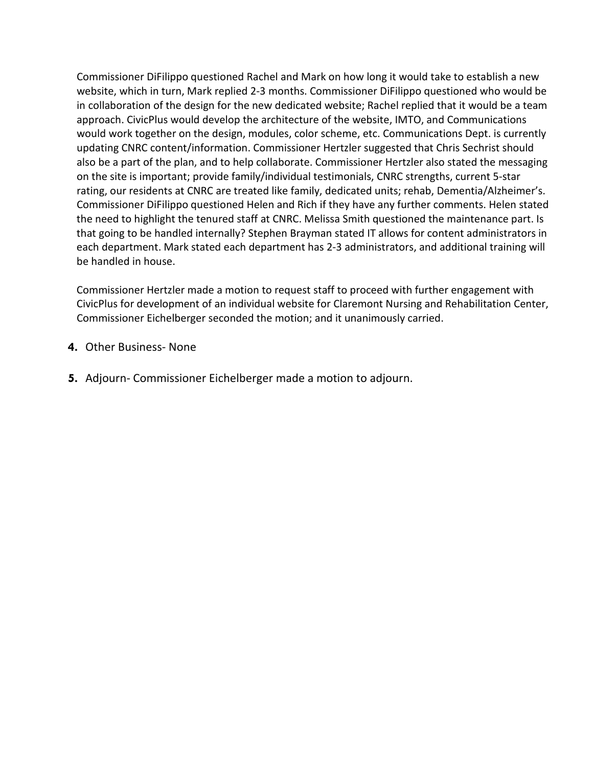Commissioner DiFilippo questioned Rachel and Mark on how long it would take to establish a new website, which in turn, Mark replied 2-3 months. Commissioner DiFilippo questioned who would be in collaboration of the design for the new dedicated website; Rachel replied that it would be a team approach. CivicPlus would develop the architecture of the website, IMTO, and Communications would work together on the design, modules, color scheme, etc. Communications Dept. is currently updating CNRC content/information. Commissioner Hertzler suggested that Chris Sechrist should also be a part of the plan, and to help collaborate. Commissioner Hertzler also stated the messaging on the site is important; provide family/individual testimonials, CNRC strengths, current 5-star rating, our residents at CNRC are treated like family, dedicated units; rehab, Dementia/Alzheimer's. Commissioner DiFilippo questioned Helen and Rich if they have any further comments. Helen stated the need to highlight the tenured staff at CNRC. Melissa Smith questioned the maintenance part. Is that going to be handled internally? Stephen Brayman stated IT allows for content administrators in each department. Mark stated each department has 2-3 administrators, and additional training will be handled in house.

Commissioner Hertzler made a motion to request staff to proceed with further engagement with CivicPlus for development of an individual website for Claremont Nursing and Rehabilitation Center, Commissioner Eichelberger seconded the motion; and it unanimously carried.

4. Other Business- None

5. Adjourn- Commissioner Eichelberger made a motion to adjourn.